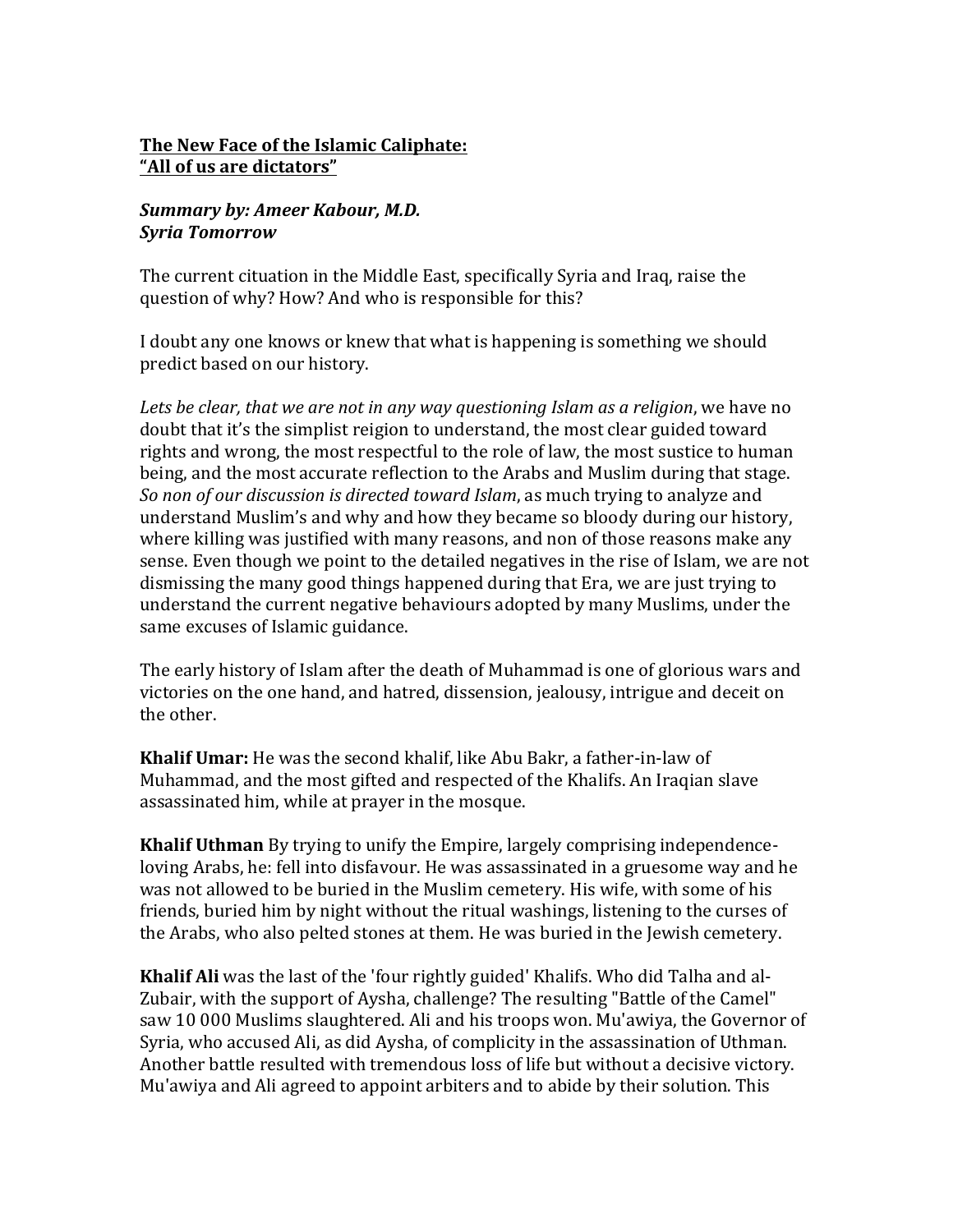**<u>The New Face of the Islamic Caliphate:</u>**
**<u>"All of us are dictators"</u>**

***Summary by: Ameer Kabour, M.D.***
***Syria Tomorrow***

The current cituation in the Middle East, specifically Syria and Iraq, raise the question of why? How? And who is responsible for this?

I doubt any one knows or knew that what is happening is something we should predict based on our history.

*Lets be clear, that we are not in any way questioning Islam as a religion*, we have no doubt that it's the simplist reigion to understand, the most clear guided toward rights and wrong, the most respectful to the role of law, the most sustice to human being, and the most accurate reflection to the Arabs and Muslim during that stage. *So non of our discussion is directed toward Islam*, as much trying to analyze and understand Muslim's and why and how they became so bloody during our history, where killing was justified with many reasons, and non of those reasons make any sense. Even though we point to the detailed negatives in the rise of Islam, we are not dismissing the many good things happened during that Era, we are just trying to understand the current negative behaviours adopted by many Muslims, under the same excuses of Islamic guidance.

The early history of Islam after the death of Muhammad is one of glorious wars and victories on the one hand, and hatred, dissension, jealousy, intrigue and deceit on the other.

**Khalif Umar:** He was the second khalif, like Abu Bakr, a father-in-law of Muhammad, and the most gifted and respected of the Khalifs. An Iraqian slave assassinated him, while at prayer in the mosque.

**Khalif Uthman** By trying to unify the Empire, largely comprising independence-loving Arabs, he: fell into disfavour. He was assassinated in a gruesome way and he was not allowed to be buried in the Muslim cemetery. His wife, with some of his friends, buried him by night without the ritual washings, listening to the curses of the Arabs, who also pelted stones at them. He was buried in the Jewish cemetery.

**Khalif Ali** was the last of the 'four rightly guided' Khalifs. Who did Talha and al-Zubair, with the support of Aysha, challenge? The resulting "Battle of the Camel" saw 10 000 Muslims slaughtered. Ali and his troops won. Mu'awiya, the Governor of Syria, who accused Ali, as did Aysha, of complicity in the assassination of Uthman. Another battle resulted with tremendous loss of life but without a decisive victory. Mu'awiya and Ali agreed to appoint arbiters and to abide by their solution. This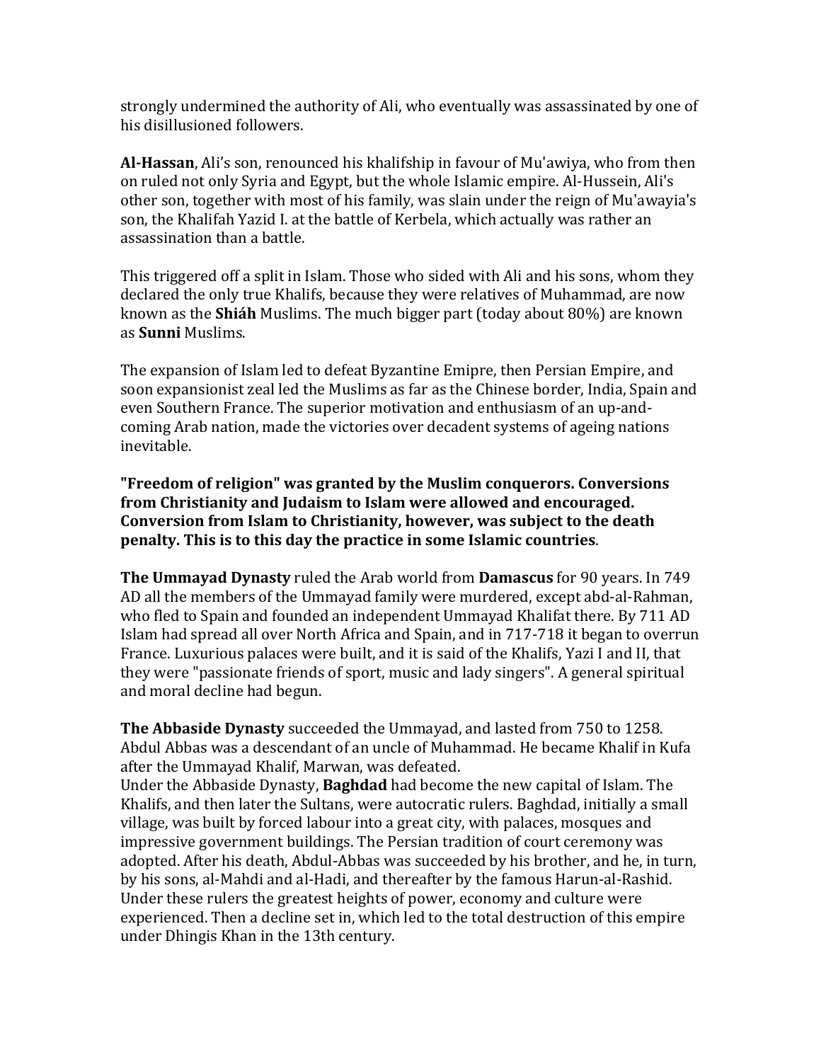strongly undermined the authority of Ali, who eventually was assassinated by one of his disillusioned followers.

**Al-Hassan**, Ali's son, renounced his khalifship in favour of Mu'awiya, who from then on ruled not only Syria and Egypt, but the whole Islamic empire. Al-Hussein, Ali's other son, together with most of his family, was slain under the reign of Mu'awayia's son, the Khalifah Yazid I. at the battle of Kerbela, which actually was rather an assassination than a battle.

This triggered off a split in Islam. Those who sided with Ali and his sons, whom they declared the only true Khalifs, because they were relatives of Muhammad, are now known as the **Shiáh** Muslims. The much bigger part (today about 80%) are known as **Sunni** Muslims.

The expansion of Islam led to defeat Byzantine Emipre, then Persian Empire, and soon expansionist zeal led the Muslims as far as the Chinese border, India, Spain and even Southern France. The superior motivation and enthusiasm of an up-and-coming Arab nation, made the victories over decadent systems of ageing nations inevitable.

**"Freedom of religion" was granted by the Muslim conquerors. Conversions from Christianity and Judaism to Islam were allowed and encouraged. Conversion from Islam to Christianity, however, was subject to the death penalty. This is to this day the practice in some Islamic countries**.

**The Ummayad Dynasty** ruled the Arab world from **Damascus** for 90 years. In 749 AD all the members of the Ummayad family were murdered, except abd-al-Rahman, who fled to Spain and founded an independent Ummayad Khalifat there. By 711 AD Islam had spread all over North Africa and Spain, and in 717-718 it began to overrun France. Luxurious palaces were built, and it is said of the Khalifs, Yazi I and II, that they were "passionate friends of sport, music and lady singers". A general spiritual and moral decline had begun.

**The Abbaside Dynasty** succeeded the Ummayad, and lasted from 750 to 1258. Abdul Abbas was a descendant of an uncle of Muhammad. He became Khalif in Kufa after the Ummayad Khalif, Marwan, was defeated.
Under the Abbaside Dynasty, **Baghdad** had become the new capital of Islam. The Khalifs, and then later the Sultans, were autocratic rulers. Baghdad, initially a small village, was built by forced labour into a great city, with palaces, mosques and impressive government buildings. The Persian tradition of court ceremony was adopted. After his death, Abdul-Abbas was succeeded by his brother, and he, in turn, by his sons, al-Mahdi and al-Hadi, and thereafter by the famous Harun-al-Rashid. Under these rulers the greatest heights of power, economy and culture were experienced. Then a decline set in, which led to the total destruction of this empire under Dhingis Khan in the 13th century.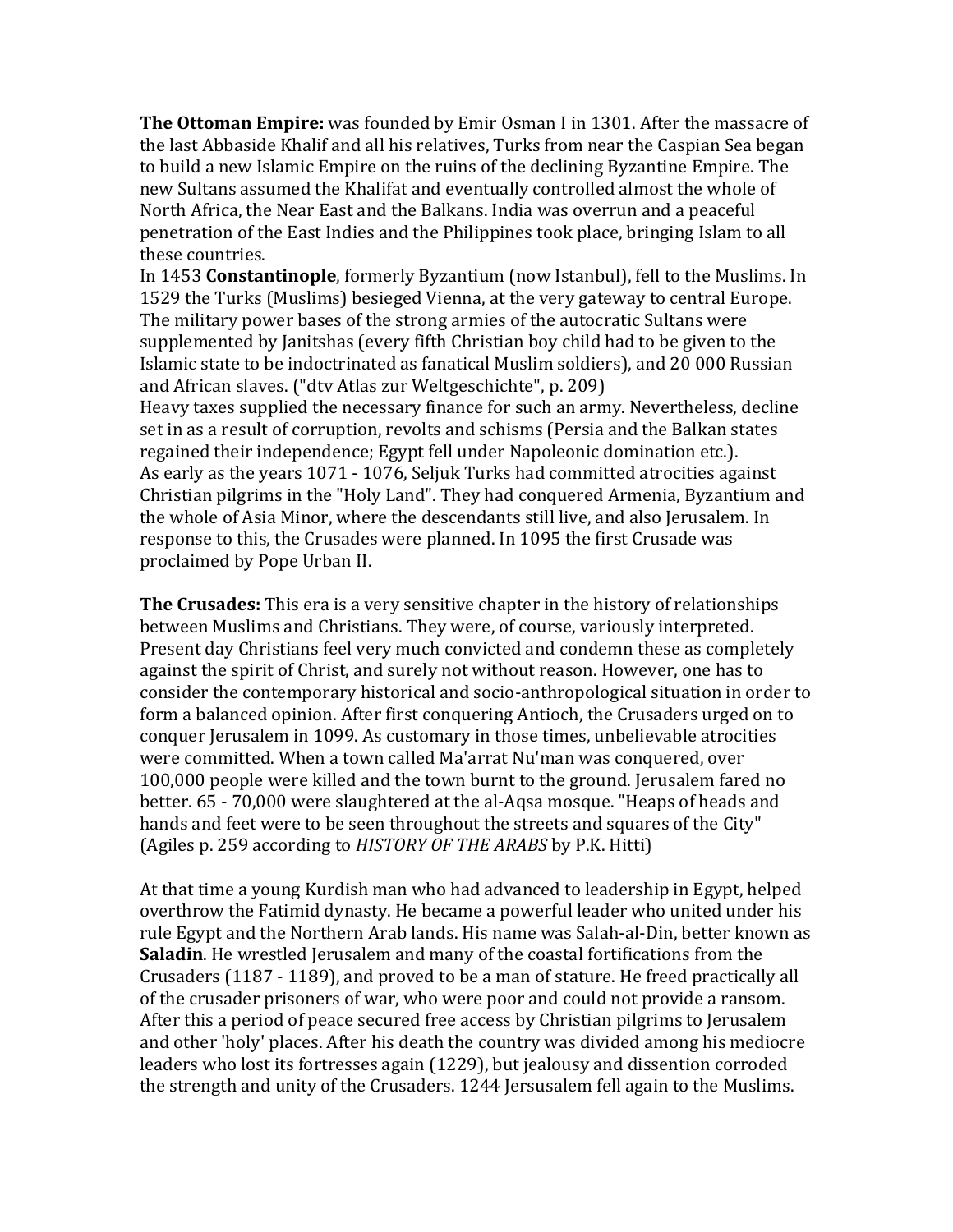**The Ottoman Empire:** was founded by Emir Osman I in 1301. After the massacre of the last Abbaside Khalif and all his relatives, Turks from near the Caspian Sea began to build a new Islamic Empire on the ruins of the declining Byzantine Empire. The new Sultans assumed the Khalifat and eventually controlled almost the whole of North Africa, the Near East and the Balkans. India was overrun and a peaceful penetration of the East Indies and the Philippines took place, bringing Islam to all these countries.

In 1453 **Constantinople**, formerly Byzantium (now Istanbul), fell to the Muslims. In 1529 the Turks (Muslims) besieged Vienna, at the very gateway to central Europe. The military power bases of the strong armies of the autocratic Sultans were supplemented by Janitshas (every fifth Christian boy child had to be given to the Islamic state to be indoctrinated as fanatical Muslim soldiers), and 20 000 Russian and African slaves. ("dtv Atlas zur Weltgeschichte", p. 209)

Heavy taxes supplied the necessary finance for such an army. Nevertheless, decline set in as a result of corruption, revolts and schisms (Persia and the Balkan states regained their independence; Egypt fell under Napoleonic domination etc.).

As early as the years 1071 - 1076, Seljuk Turks had committed atrocities against Christian pilgrims in the "Holy Land". They had conquered Armenia, Byzantium and the whole of Asia Minor, where the descendants still live, and also Jerusalem. In response to this, the Crusades were planned. In 1095 the first Crusade was proclaimed by Pope Urban II.

**The Crusades:** This era is a very sensitive chapter in the history of relationships between Muslims and Christians. They were, of course, variously interpreted. Present day Christians feel very much convicted and condemn these as completely against the spirit of Christ, and surely not without reason. However, one has to consider the contemporary historical and socio-anthropological situation in order to form a balanced opinion. After first conquering Antioch, the Crusaders urged on to conquer Jerusalem in 1099. As customary in those times, unbelievable atrocities were committed. When a town called Ma'arrat Nu'man was conquered, over 100,000 people were killed and the town burnt to the ground. Jerusalem fared no better. 65 - 70,000 were slaughtered at the al-Aqsa mosque. "Heaps of heads and hands and feet were to be seen throughout the streets and squares of the City" (Agiles p. 259 according to *HISTORY OF THE ARABS* by P.K. Hitti)

At that time a young Kurdish man who had advanced to leadership in Egypt, helped overthrow the Fatimid dynasty. He became a powerful leader who united under his rule Egypt and the Northern Arab lands. His name was Salah-al-Din, better known as **Saladin**. He wrestled Jerusalem and many of the coastal fortifications from the Crusaders (1187 - 1189), and proved to be a man of stature. He freed practically all of the crusader prisoners of war, who were poor and could not provide a ransom. After this a period of peace secured free access by Christian pilgrims to Jerusalem and other 'holy' places. After his death the country was divided among his mediocre leaders who lost its fortresses again (1229), but jealousy and dissention corroded the strength and unity of the Crusaders. 1244 Jersusalem fell again to the Muslims.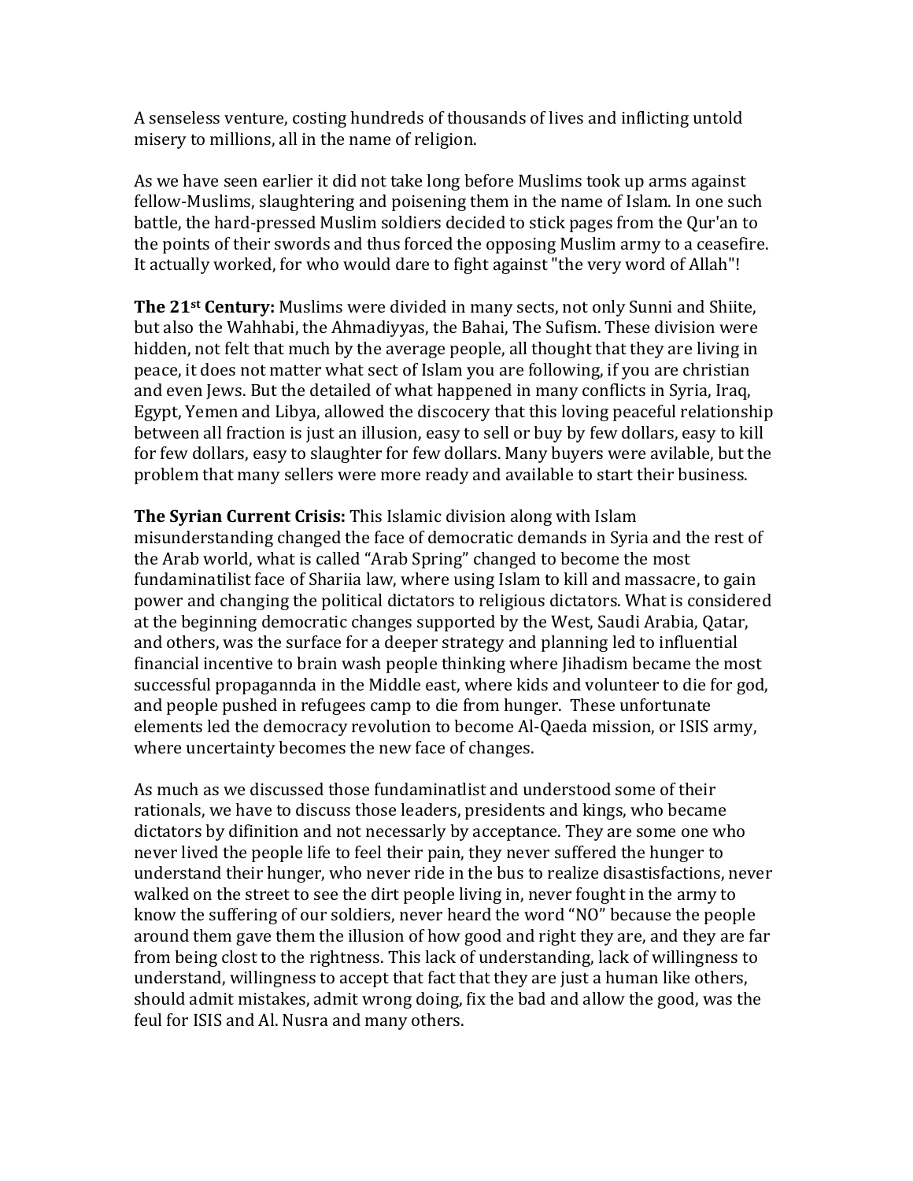A senseless venture, costing hundreds of thousands of lives and inflicting untold misery to millions, all in the name of religion.

As we have seen earlier it did not take long before Muslims took up arms against fellow-Muslims, slaughtering and poisening them in the name of Islam. In one such battle, the hard-pressed Muslim soldiers decided to stick pages from the Qur'an to the points of their swords and thus forced the opposing Muslim army to a ceasefire. It actually worked, for who would dare to fight against "the very word of Allah"!

**The 21st Century:** Muslims were divided in many sects, not only Sunni and Shiite, but also the Wahhabi, the Ahmadiyyas, the Bahai, The Sufism. These division were hidden, not felt that much by the average people, all thought that they are living in peace, it does not matter what sect of Islam you are following, if you are christian and even Jews. But the detailed of what happened in many conflicts in Syria, Iraq, Egypt, Yemen and Libya, allowed the discocery that this loving peaceful relationship between all fraction is just an illusion, easy to sell or buy by few dollars, easy to kill for few dollars, easy to slaughter for few dollars. Many buyers were avilable, but the problem that many sellers were more ready and available to start their business.

**The Syrian Current Crisis:** This Islamic division along with Islam misunderstanding changed the face of democratic demands in Syria and the rest of the Arab world, what is called "Arab Spring" changed to become the most fundaminatilist face of Shariia law, where using Islam to kill and massacre, to gain power and changing the political dictators to religious dictators. What is considered at the beginning democratic changes supported by the West, Saudi Arabia, Qatar, and others, was the surface for a deeper strategy and planning led to influential financial incentive to brain wash people thinking where Jihadism became the most successful propagannda in the Middle east, where kids and volunteer to die for god, and people pushed in refugees camp to die from hunger. These unfortunate elements led the democracy revolution to become Al-Qaeda mission, or ISIS army, where uncertainty becomes the new face of changes.

As much as we discussed those fundaminatlist and understood some of their rationals, we have to discuss those leaders, presidents and kings, who became dictators by difinition and not necessarly by acceptance. They are some one who never lived the people life to feel their pain, they never suffered the hunger to understand their hunger, who never ride in the bus to realize disastisfactions, never walked on the street to see the dirt people living in, never fought in the army to know the suffering of our soldiers, never heard the word "NO" because the people around them gave them the illusion of how good and right they are, and they are far from being clost to the rightness. This lack of understanding, lack of willingness to understand, willingness to accept that fact that they are just a human like others, should admit mistakes, admit wrong doing, fix the bad and allow the good, was the feul for ISIS and Al. Nusra and many others.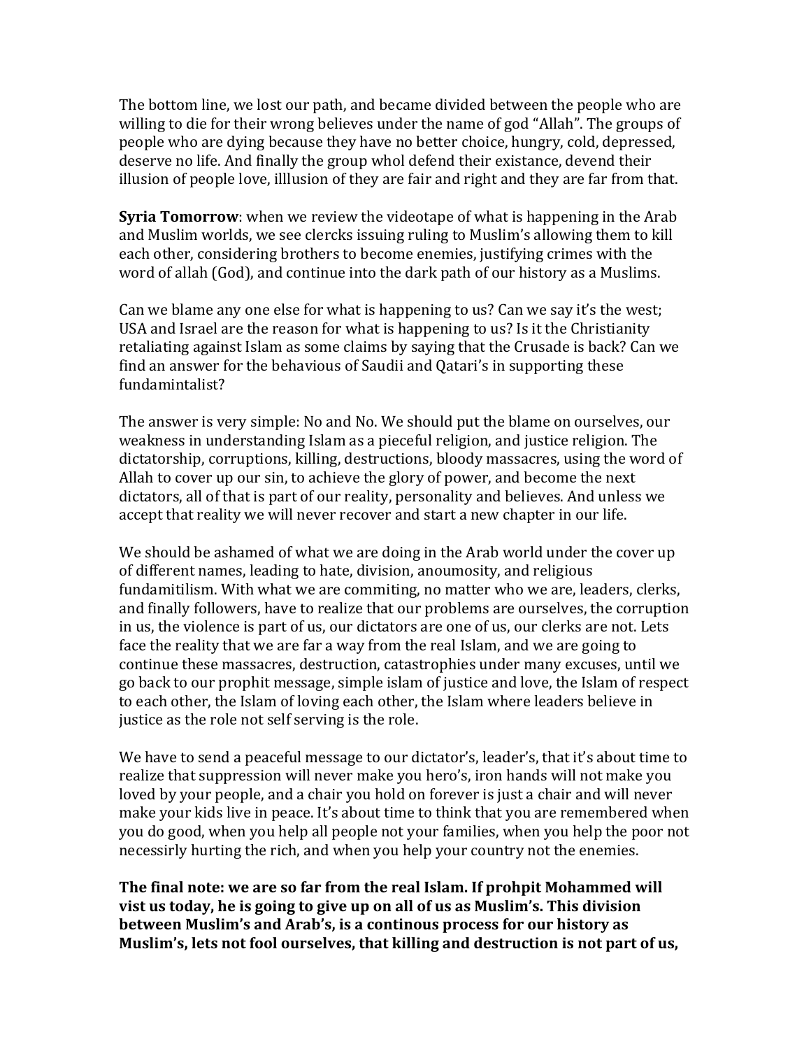The bottom line, we lost our path, and became divided between the people who are willing to die for their wrong believes under the name of god "Allah". The groups of people who are dying because they have no better choice, hungry, cold, depressed, deserve no life. And finally the group whol defend their existance, devend their illusion of people love, illlusion of they are fair and right and they are far from that.

**Syria Tomorrow**: when we review the videotape of what is happening in the Arab and Muslim worlds, we see clercks issuing ruling to Muslim's allowing them to kill each other, considering brothers to become enemies, justifying crimes with the word of allah (God), and continue into the dark path of our history as a Muslims.

Can we blame any one else for what is happening to us? Can we say it's the west; USA and Israel are the reason for what is happening to us? Is it the Christianity retaliating against Islam as some claims by saying that the Crusade is back? Can we find an answer for the behavious of Saudii and Qatari's in supporting these fundamintalist?

The answer is very simple: No and No. We should put the blame on ourselves, our weakness in understanding Islam as a pieceful religion, and justice religion. The dictatorship, corruptions, killing, destructions, bloody massacres, using the word of Allah to cover up our sin, to achieve the glory of power, and become the next dictators, all of that is part of our reality, personality and believes. And unless we accept that reality we will never recover and start a new chapter in our life.

We should be ashamed of what we are doing in the Arab world under the cover up of different names, leading to hate, division, anoumosity, and religious fundamitilism. With what we are commiting, no matter who we are, leaders, clerks, and finally followers, have to realize that our problems are ourselves, the corruption in us, the violence is part of us, our dictators are one of us, our clerks are not. Lets face the reality that we are far a way from the real Islam, and we are going to continue these massacres, destruction, catastrophies under many excuses, until we go back to our prophit message, simple islam of justice and love, the Islam of respect to each other, the Islam of loving each other, the Islam where leaders believe in justice as the role not self serving is the role.

We have to send a peaceful message to our dictator's, leader's, that it's about time to realize that suppression will never make you hero's, iron hands will not make you loved by your people, and a chair you hold on forever is just a chair and will never make your kids live in peace. It's about time to think that you are remembered when you do good, when you help all people not your families, when you help the poor not necessirly hurting the rich, and when you help your country not the enemies.

**The final note: we are so far from the real Islam. If prohpit Mohammed will vist us today, he is going to give up on all of us as Muslim's. This division between Muslim's and Arab's, is a continous process for our history as Muslim's, lets not fool ourselves, that killing and destruction is not part of us,**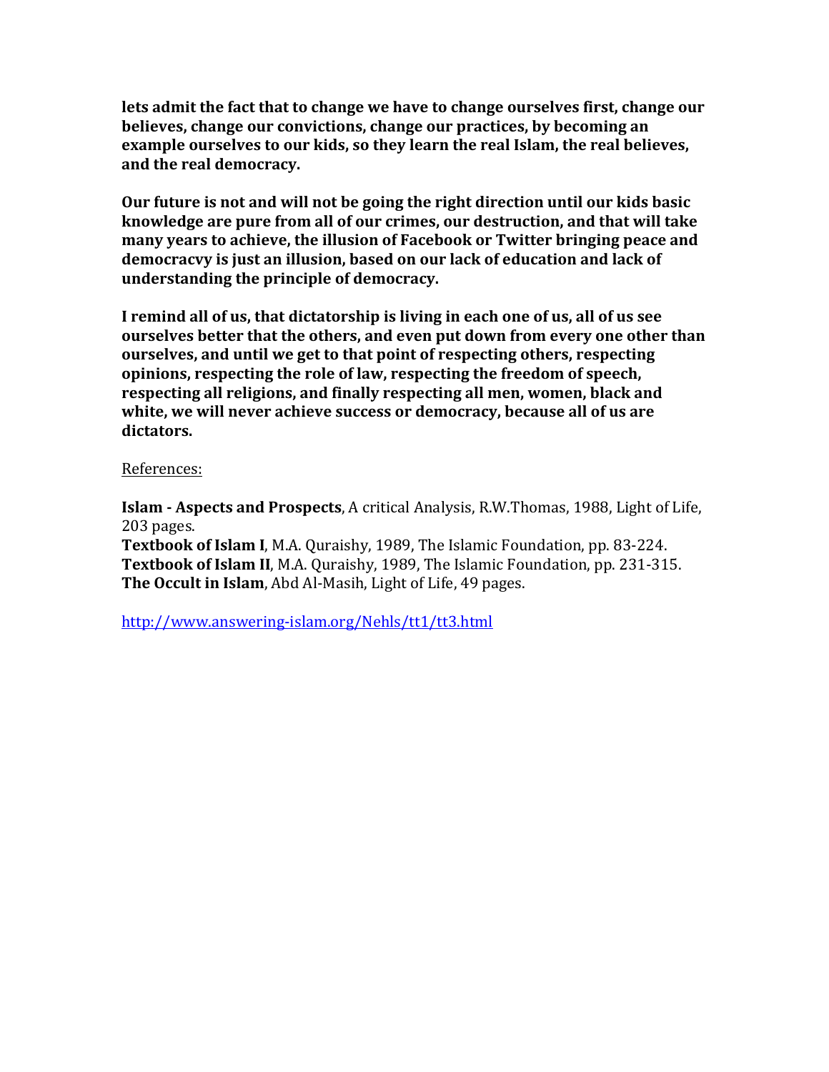**lets admit the fact that to change we have to change ourselves first, change our believes, change our convictions, change our practices, by becoming an example ourselves to our kids, so they learn the real Islam, the real believes, and the real democracy.**

**Our future is not and will not be going the right direction until our kids basic knowledge are pure from all of our crimes, our destruction, and that will take many years to achieve, the illusion of Facebook or Twitter bringing peace and democracvy is just an illusion, based on our lack of education and lack of understanding the principle of democracy.**

**I remind all of us, that dictatorship is living in each one of us, all of us see ourselves better that the others, and even put down from every one other than ourselves, and until we get to that point of respecting others, respecting opinions, respecting the role of law, respecting the freedom of speech, respecting all religions, and finally respecting all men, women, black and white, we will never achieve success or democracy, because all of us are dictators.**

References:

**Islam - Aspects and Prospects**, A critical Analysis, R.W.Thomas, 1988, Light of Life, 203 pages.
**Textbook of Islam I**, M.A. Quraishy, 1989, The Islamic Foundation, pp. 83-224.
**Textbook of Islam II**, M.A. Quraishy, 1989, The Islamic Foundation, pp. 231-315.
**The Occult in Islam**, Abd Al-Masih, Light of Life, 49 pages.

http://www.answering-islam.org/Nehls/tt1/tt3.html